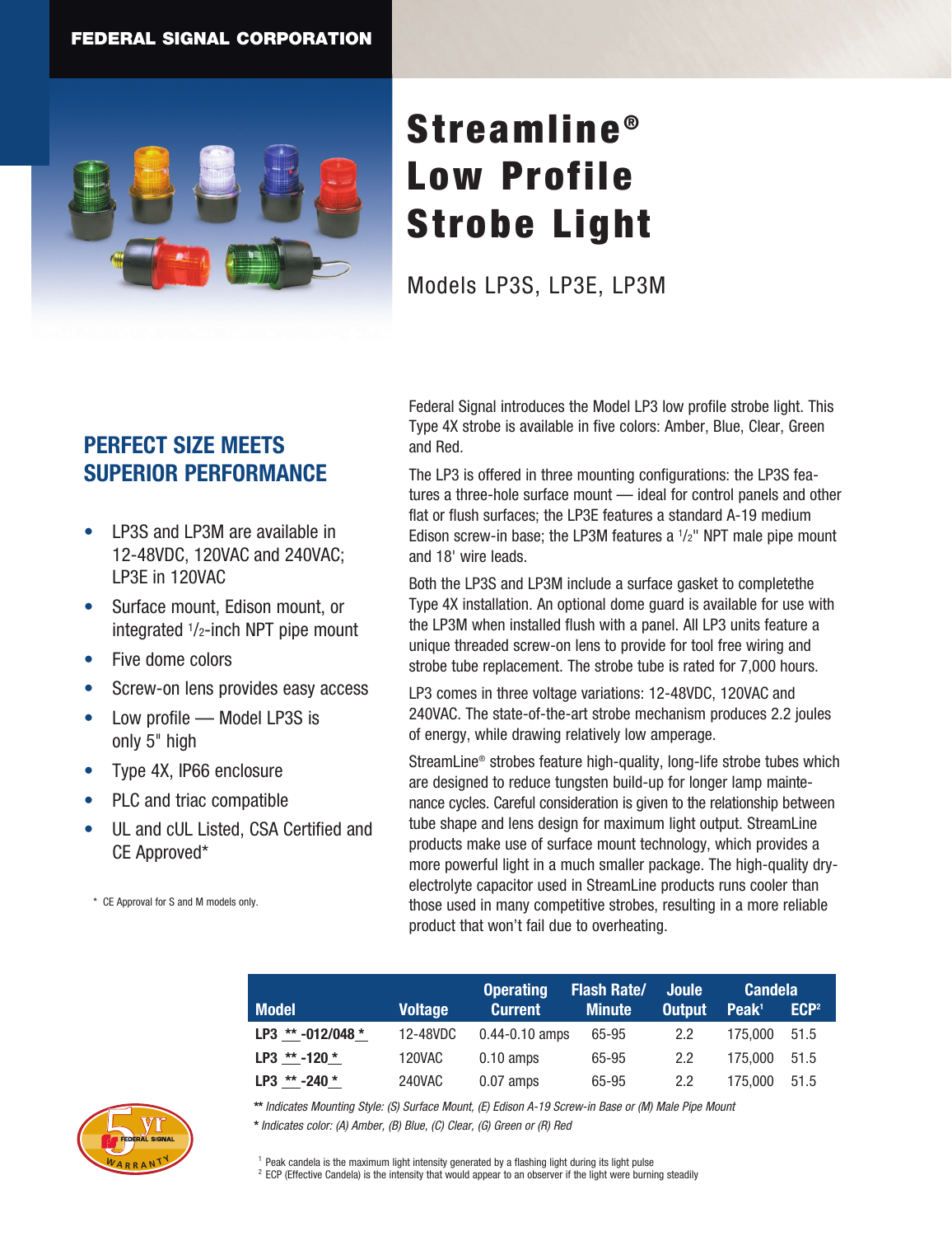FEDERAL SIGNAL CORPORATION

# Streamline® Low Profile Strobe Light

Models LP3S, LP3E, LP3M

## PERFECT SIZE MEETS SUPERIOR PERFORMANCE

- LP3S and LP3M are available in 12-48VDC, 120VAC and 240VAC; LP3E in 120VAC
- Surface mount, Edison mount, or integrated 1/2-inch NPT pipe mount
- Five dome colors
- Screw-on lens provides easy access
- Low profile — Model LP3S is only 5" high
- Type 4X, IP66 enclosure
- PLC and triac compatible
- UL and cUL Listed, CSA Certified and CE Approved*

\* CE Approval for S and M models only.

Federal Signal introduces the Model LP3 low profile strobe light. This Type 4X strobe is available in five colors: Amber, Blue, Clear, Green and Red.

The LP3 is offered in three mounting configurations: the LP3S features a three-hole surface mount — ideal for control panels and other flat or flush surfaces; the LP3E features a standard A-19 medium Edison screw-in base; the LP3M features a 1/2" NPT male pipe mount and 18' wire leads.

Both the LP3S and LP3M include a surface gasket to completethe Type 4X installation. An optional dome guard is available for use with the LP3M when installed flush with a panel. All LP3 units feature a unique threaded screw-on lens to provide for tool free wiring and strobe tube replacement. The strobe tube is rated for 7,000 hours.

LP3 comes in three voltage variations: 12-48VDC, 120VAC and 240VAC. The state-of-the-art strobe mechanism produces 2.2 joules of energy, while drawing relatively low amperage.

StreamLine® strobes feature high-quality, long-life strobe tubes which are designed to reduce tungsten build-up for longer lamp maintenance cycles. Careful consideration is given to the relationship between tube shape and lens design for maximum light output. StreamLine products make use of surface mount technology, which provides a more powerful light in a much smaller package. The high-quality dry-electrolyte capacitor used in StreamLine products runs cooler than those used in many competitive strobes, resulting in a more reliable product that won't fail due to overheating.

| Model | Voltage | Operating Current | Flash Rate/ Minute | Joule Output | Candela Peak[1] | Candela ECP[2] |
|---|---|---|---|---|---|---|
| LP3 ** -012/048 * | 12-48VDC | 0.44-0.10 amps | 65-95 | 2.2 | 175,000 | 51.5 |
| LP3 ** -120 * | 120VAC | 0.10 amps | 65-95 | 2.2 | 175,000 | 51.5 |
| LP3 ** -240 * | 240VAC | 0.07 amps | 65-95 | 2.2 | 175,000 | 51.5 |

*\*\* Indicates Mounting Style: (S) Surface Mount, (E) Edison A-19 Screw-in Base or (M) Male Pipe Mount*

*\* Indicates color: (A) Amber, (B) Blue, (C) Clear, (G) Green or (R) Red*

[1] Peak candela is the maximum light intensity generated by a flashing light during its light pulse

[2] ECP (Effective Candela) is the intensity that would appear to an observer if the light were burning steadily

5 yr FEDERAL SIGNAL WARRANTY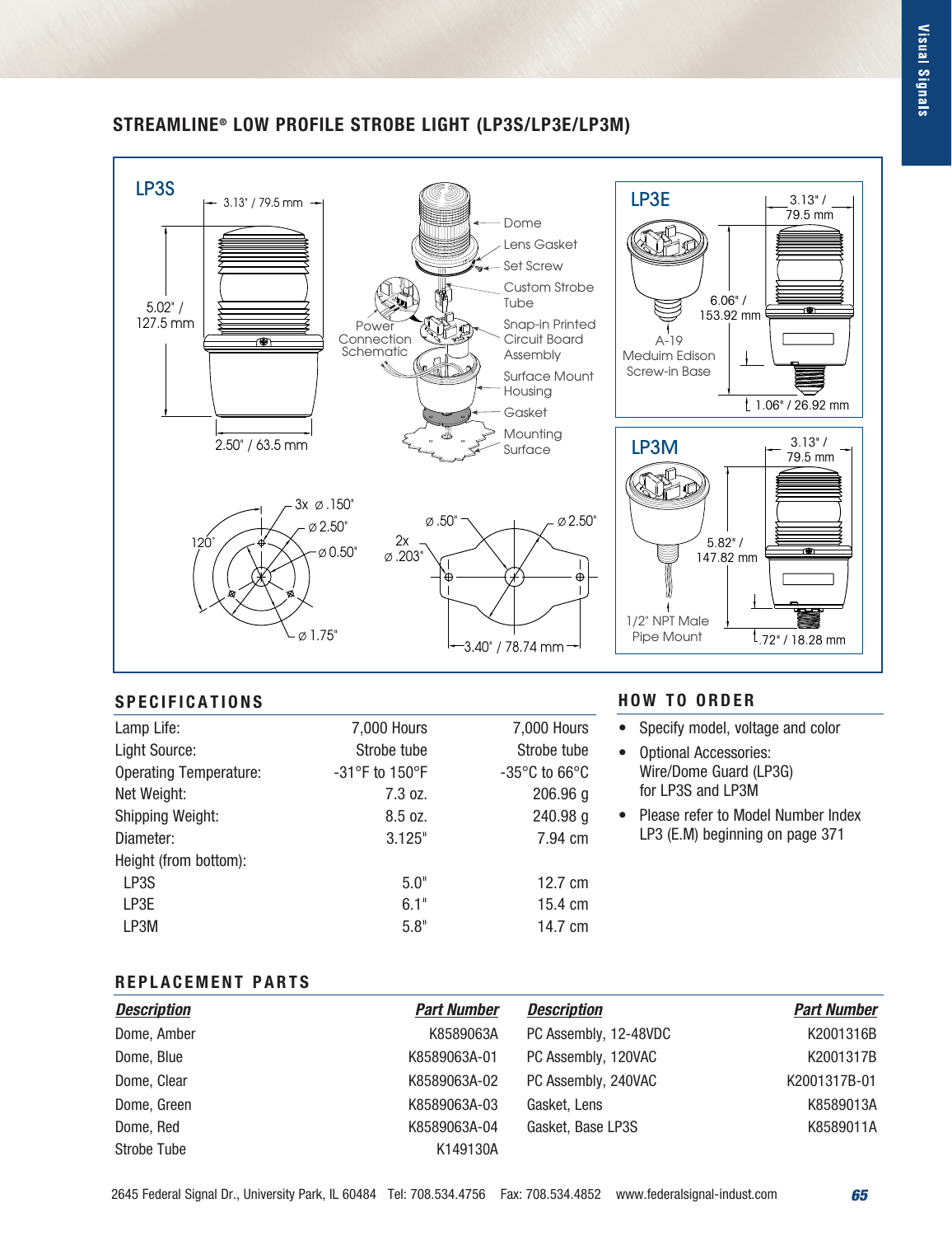## STREAMLINE® LOW PROFILE STROBE LIGHT (LP3S/LP3E/LP3M)

LP3S

3.13" / 79.5 mm

5.02" / 127.5 mm

2.50" / 63.5 mm

Dome
Lens Gasket
Set Screw
Custom Strobe Tube
Snap-in Printed Circuit Board Assembly
Surface Mount Housing
Gasket
Mounting Surface

Power Connection Schematic

LP3E

3.13" / 79.5 mm

6.06" / 153.92 mm

A-19 Meduim Edison Screw-in Base

1.06" / 26.92 mm

LP3M

3.13" / 79.5 mm

5.82" / 147.82 mm

1/2" NPT Male Pipe Mount

.72" / 18.28 mm

3x ⌀ .150"
⌀ 2.50"
⌀ 0.50"
120°
⌀ 1.75"

⌀ .50"
⌀ 2.50"
2x ⌀ .203"
3.40" / 78.74 mm

### SPECIFICATIONS

| | | |
|---|---|---|
| Lamp Life: | 7,000 Hours | 7,000 Hours |
| Light Source: | Strobe tube | Strobe tube |
| Operating Temperature: | -31°F to 150°F | -35°C to 66°C |
| Net Weight: | 7.3 oz. | 206.96 g |
| Shipping Weight: | 8.5 oz. | 240.98 g |
| Diameter: | 3.125" | 7.94 cm |
| Height (from bottom): | | |
| LP3S | 5.0" | 12.7 cm |
| LP3E | 6.1" | 15.4 cm |
| LP3M | 5.8" | 14.7 cm |

### HOW TO ORDER

- Specify model, voltage and color
- Optional Accessories:
  Wire/Dome Guard (LP3G)
  for LP3S and LP3M
- Please refer to Model Number Index
  LP3 (E.M) beginning on page 371

### REPLACEMENT PARTS

| ***Description*** | ***Part Number*** | ***Description*** | ***Part Number*** |
|---|---|---|---|
| Dome, Amber | K8589063A | PC Assembly, 12-48VDC | K2001316B |
| Dome, Blue | K8589063A-01 | PC Assembly, 120VAC | K2001317B |
| Dome, Clear | K8589063A-02 | PC Assembly, 240VAC | K2001317B-01 |
| Dome, Green | K8589063A-03 | Gasket, Lens | K8589013A |
| Dome, Red | K8589063A-04 | Gasket, Base LP3S | K8589011A |
| Strobe Tube | K149130A | | |

2645 Federal Signal Dr., University Park, IL 60484 Tel: 708.534.4756 Fax: 708.534.4852 www.federalsignal-indust.com